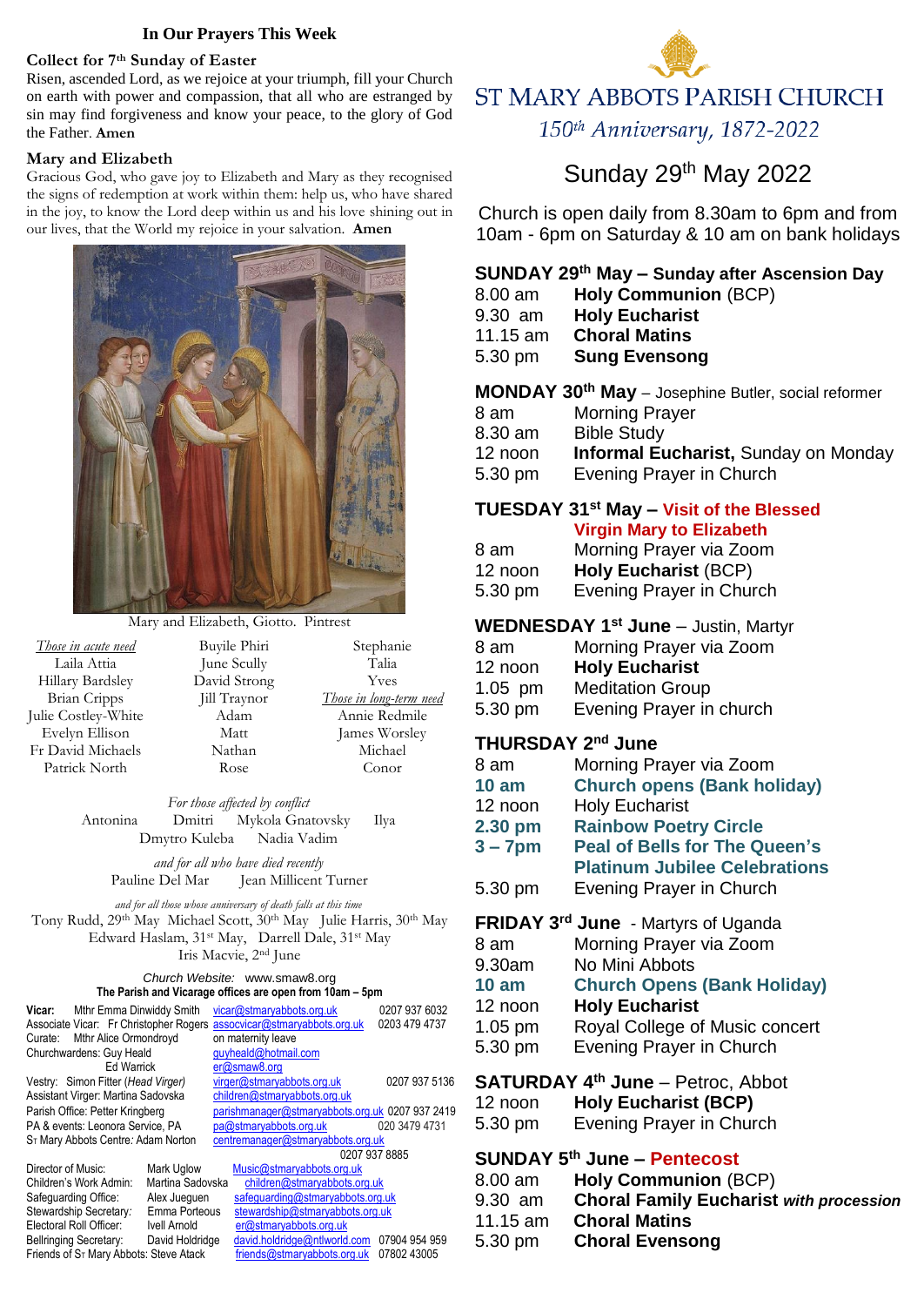## In Our Prayers This Week

### Collect for 7th Sunday of Easter

Risen, ascended Lord, as we rejoice at your triumph, fill your Church on earth with power and compassion, that all who are estranged by sin may find forgiveness and know your peace, to the glory of God the Father. **Amen**

### Mary and Elizabeth

Gracious God, who gave joy to Elizabeth and Mary as they recognised the signs of redemption at work within them: help us, who have shared in the joy, to know the Lord deep within us and his love shining out in our lives, that the World my rejoice in your salvation. **Amen**

Mary and Elizabeth, Giotto. Pintrest

*Those in acute need*
Laila Attia
Hillary Bardsley
Brian Cripps
Julie Costley-White
Evelyn Ellison
Fr David Michaels
Patrick North
Buyile Phiri
June Scully
David Strong
Jill Traynor
Adam
Matt
Nathan
Rose
Stephanie
Talia
Yves

*Those in long-term need*
Annie Redmile
James Worsley
Michael
Conor

*For those affected by conflict*
Antonina Dmitri Mykola Gnatovsky Ilya
Dmytro Kuleba Nadia Vadim

*and for all who have died recently*
Pauline Del Mar Jean Millicent Turner

*and for all those whose anniversary of death falls at this time*
Tony Rudd, 29th May Michael Scott, 30th May Julie Harris, 30th May
Edward Haslam, 31st May, Darrell Dale, 31st May
Iris Macvie, 2nd June

*Church Website:* www.smaw8.org
**The Parish and Vicarage offices are open from 10am – 5pm**

**Vicar:** Mthr Emma Dinwiddy Smith vicar@stmaryabbots.org.uk 0207 937 6032
Associate Vicar: Fr Christopher Rogers assocvicar@stmaryabbots.org.uk 0203 479 4737
Curate: Mthr Alice Ormondroyd on maternity leave
Churchwardens: Guy Heald guyheald@hotmail.com
Ed Warrick er@smaw8.org
Vestry: Simon Fitter (*Head Virger*) virger@stmaryabbots.org.uk 0207 937 5136
Assistant Virger: Martina Sadovska children@stmaryabbots.org.uk
Parish Office: Petter Kringberg parishmanager@stmaryabbots.org.uk 0207 937 2419
PA & events: Leonora Service, PA pa@stmaryabbots.org.uk 020 3479 4731
St Mary Abbots Centre: Adam Norton centremanager@stmaryabbots.org.uk 0207 937 8885

Director of Music: Mark Uglow Music@stmaryabbots.org.uk
Children's Work Admin: Martina Sadovska children@stmaryabbots.org.uk
Safeguarding Office: Alex Jueguen safeguarding@stmaryabbots.org.uk
Stewardship Secretary: Emma Porteous stewardship@stmaryabbots.org.uk
Electoral Roll Officer: Ivell Arnold er@stmaryabbots.org.uk
Bellringing Secretary: David Holdridge david.holdridge@ntlworld.com 07904 954 959
Friends of St Mary Abbots: Steve Atack friends@stmaryabbots.org.uk 07802 43005

# ST MARY ABBOTS PARISH CHURCH

*150th Anniversary, 1872-2022*

## Sunday 29th May 2022

Church is open daily from 8.30am to 6pm and from 10am - 6pm on Saturday & 10 am on bank holidays

### SUNDAY 29th May – Sunday after Ascension Day

8.00 am **Holy Communion** (BCP)
9.30 am **Holy Eucharist**
11.15 am **Choral Matins**
5.30 pm **Sung Evensong**

### MONDAY 30th May – Josephine Butler, social reformer

8 am Morning Prayer
8.30 am Bible Study
12 noon **Informal Eucharist,** Sunday on Monday
5.30 pm Evening Prayer in Church

### TUESDAY 31st May – Visit of the Blessed Virgin Mary to Elizabeth

8 am Morning Prayer via Zoom
12 noon **Holy Eucharist** (BCP)
5.30 pm Evening Prayer in Church

### WEDNESDAY 1st June – Justin, Martyr

8 am Morning Prayer via Zoom
12 noon **Holy Eucharist**
1.05 pm Meditation Group
5.30 pm Evening Prayer in church

### THURSDAY 2nd June

8 am Morning Prayer via Zoom
**10 am** **Church opens (Bank holiday)**
12 noon Holy Eucharist
**2.30 pm** **Rainbow Poetry Circle**
**3 – 7pm** **Peal of Bells for The Queen's Platinum Jubilee Celebrations**
5.30 pm Evening Prayer in Church

### FRIDAY 3rd June - Martyrs of Uganda

8 am Morning Prayer via Zoom
9.30am No Mini Abbots
**10 am** **Church Opens (Bank Holiday)**
12 noon **Holy Eucharist**
1.05 pm Royal College of Music concert
5.30 pm Evening Prayer in Church

### SATURDAY 4th June – Petroc, Abbot

12 noon **Holy Eucharist (BCP)**
5.30 pm Evening Prayer in Church

### SUNDAY 5th June – Pentecost

8.00 am **Holy Communion** (BCP)
9.30 am **Choral Family Eucharist** ***with procession***
11.15 am **Choral Matins**
5.30 pm **Choral Evensong**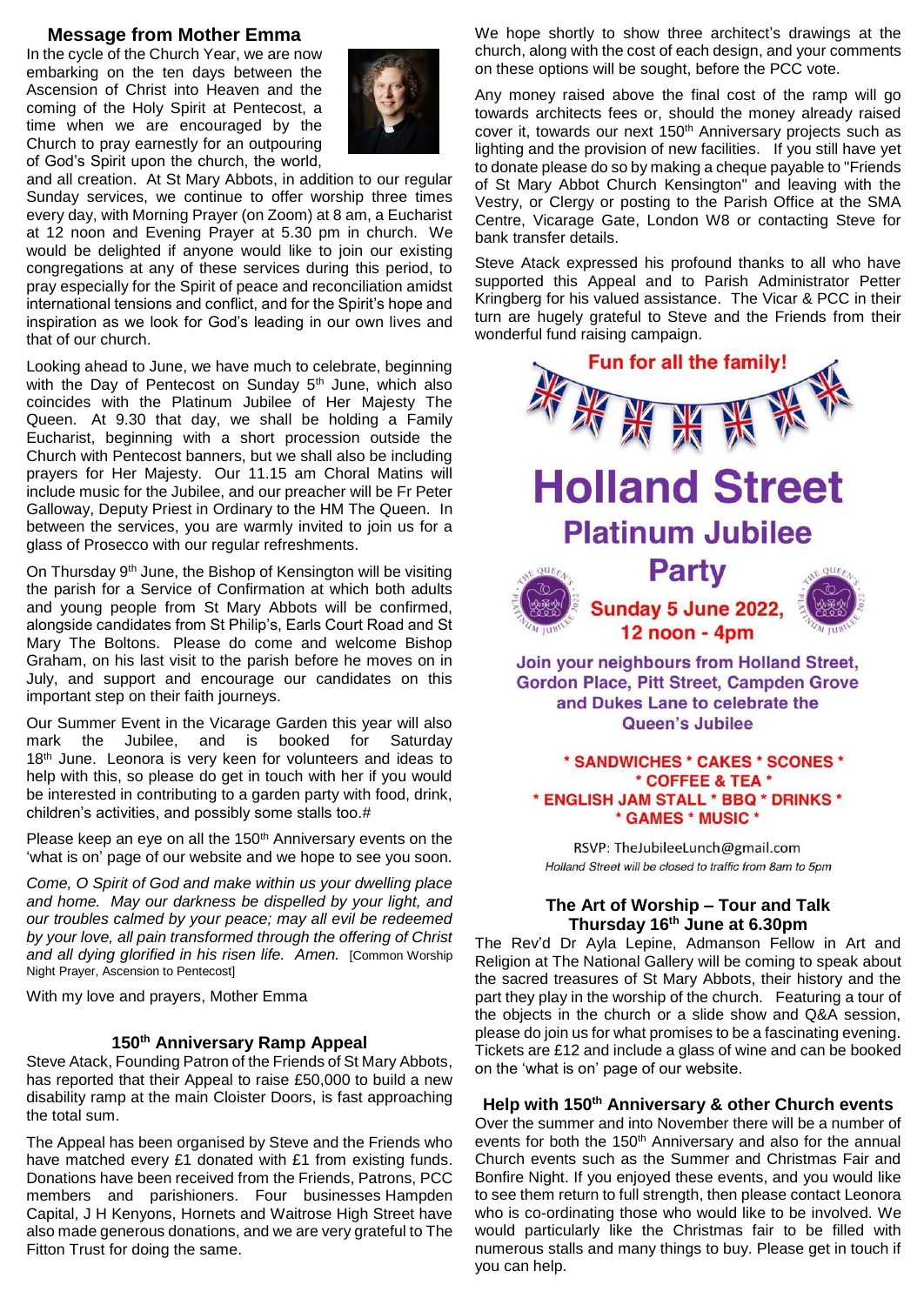## Message from Mother Emma

In the cycle of the Church Year, we are now embarking on the ten days between the Ascension of Christ into Heaven and the coming of the Holy Spirit at Pentecost, a time when we are encouraged by the Church to pray earnestly for an outpouring of God's Spirit upon the church, the world, and all creation. At St Mary Abbots, in addition to our regular Sunday services, we continue to offer worship three times every day, with Morning Prayer (on Zoom) at 8 am, a Eucharist at 12 noon and Evening Prayer at 5.30 pm in church. We would be delighted if anyone would like to join our existing congregations at any of these services during this period, to pray especially for the Spirit of peace and reconciliation amidst international tensions and conflict, and for the Spirit's hope and inspiration as we look for God's leading in our own lives and that of our church.

Looking ahead to June, we have much to celebrate, beginning with the Day of Pentecost on Sunday 5th June, which also coincides with the Platinum Jubilee of Her Majesty The Queen. At 9.30 that day, we shall be holding a Family Eucharist, beginning with a short procession outside the Church with Pentecost banners, but we shall also be including prayers for Her Majesty. Our 11.15 am Choral Matins will include music for the Jubilee, and our preacher will be Fr Peter Galloway, Deputy Priest in Ordinary to the HM The Queen. In between the services, you are warmly invited to join us for a glass of Prosecco with our regular refreshments.

On Thursday 9th June, the Bishop of Kensington will be visiting the parish for a Service of Confirmation at which both adults and young people from St Mary Abbots will be confirmed, alongside candidates from St Philip's, Earls Court Road and St Mary The Boltons. Please do come and welcome Bishop Graham, on his last visit to the parish before he moves on in July, and support and encourage our candidates on this important step on their faith journeys.

Our Summer Event in the Vicarage Garden this year will also mark the Jubilee, and is booked for Saturday 18th June. Leonora is very keen for volunteers and ideas to help with this, so please do get in touch with her if you would be interested in contributing to a garden party with food, drink, children's activities, and possibly some stalls too.#

Please keep an eye on all the 150th Anniversary events on the 'what is on' page of our website and we hope to see you soon.

*Come, O Spirit of God and make within us your dwelling place and home. May our darkness be dispelled by your light, and our troubles calmed by your peace; may all evil be redeemed by your love, all pain transformed through the offering of Christ and all dying glorified in his risen life. Amen.* [Common Worship Night Prayer, Ascension to Pentecost]

With my love and prayers, Mother Emma

## 150th Anniversary Ramp Appeal

Steve Atack, Founding Patron of the Friends of St Mary Abbots, has reported that their Appeal to raise £50,000 to build a new disability ramp at the main Cloister Doors, is fast approaching the total sum.

The Appeal has been organised by Steve and the Friends who have matched every £1 donated with £1 from existing funds. Donations have been received from the Friends, Patrons, PCC members and parishioners. Four businesses Hampden Capital, J H Kenyons, Hornets and Waitrose High Street have also made generous donations, and we are very grateful to The Fitton Trust for doing the same.

We hope shortly to show three architect's drawings at the church, along with the cost of each design, and your comments on these options will be sought, before the PCC vote.

Any money raised above the final cost of the ramp will go towards architects fees or, should the money already raised cover it, towards our next 150th Anniversary projects such as lighting and the provision of new facilities. If you still have yet to donate please do so by making a cheque payable to "Friends of St Mary Abbot Church Kensington" and leaving with the Vestry, or Clergy or posting to the Parish Office at the SMA Centre, Vicarage Gate, London W8 or contacting Steve for bank transfer details.

Steve Atack expressed his profound thanks to all who have supported this Appeal and to Parish Administrator Petter Kringberg for his valued assistance. The Vicar & PCC in their turn are hugely grateful to Steve and the Friends from their wonderful fund raising campaign.

**Fun for all the family!**

# Holland Street Platinum Jubilee Party

**Sunday 5 June 2022, 12 noon - 4pm**

**Join your neighbours from Holland Street, Gordon Place, Pitt Street, Campden Grove and Dukes Lane to celebrate the Queen's Jubilee**

**\* SANDWICHES \* CAKES \* SCONES \* COFFEE & TEA \* ENGLISH JAM STALL \* BBQ \* DRINKS \* GAMES \* MUSIC \***

RSVP: TheJubileeLunch@gmail.com

*Holland Street will be closed to traffic from 8am to 5pm*

## The Art of Worship – Tour and Talk Thursday 16th June at 6.30pm

The Rev'd Dr Ayla Lepine, Admanson Fellow in Art and Religion at The National Gallery will be coming to speak about the sacred treasures of St Mary Abbots, their history and the part they play in the worship of the church. Featuring a tour of the objects in the church or a slide show and Q&A session, please do join us for what promises to be a fascinating evening. Tickets are £12 and include a glass of wine and can be booked on the 'what is on' page of our website.

## Help with 150th Anniversary & other Church events

Over the summer and into November there will be a number of events for both the 150th Anniversary and also for the annual Church events such as the Summer and Christmas Fair and Bonfire Night. If you enjoyed these events, and you would like to see them return to full strength, then please contact Leonora who is co-ordinating those who would like to be involved. We would particularly like the Christmas fair to be filled with numerous stalls and many things to buy. Please get in touch if you can help.